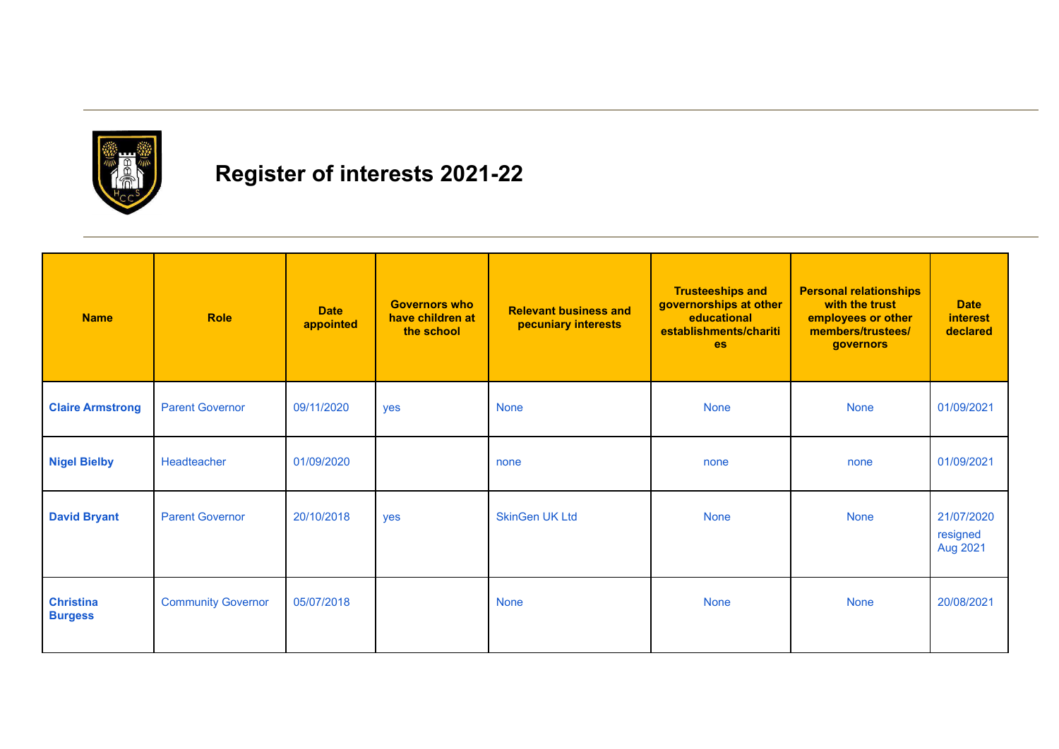# Register of interests 2021-22

| Name | Role | Date appointed | Governors who have children at the school | Relevant business and pecuniary interests | Trusteeships and governorships at other educational establishments/charities | Personal relationships with the trust employees or other members/trustees/ governors | Date interest declared |
|---|---|---|---|---|---|---|---|
| **Claire Armstrong** | Parent Governor | 09/11/2020 | yes | None | None | None | 01/09/2021 |
| **Nigel Bielby** | Headteacher | 01/09/2020 | | none | none | none | 01/09/2021 |
| **David Bryant** | Parent Governor | 20/10/2018 | yes | SkinGen UK Ltd | None | None | 21/07/2020 resigned Aug 2021 |
| **Christina Burgess** | Community Governor | 05/07/2018 | | None | None | None | 20/08/2021 |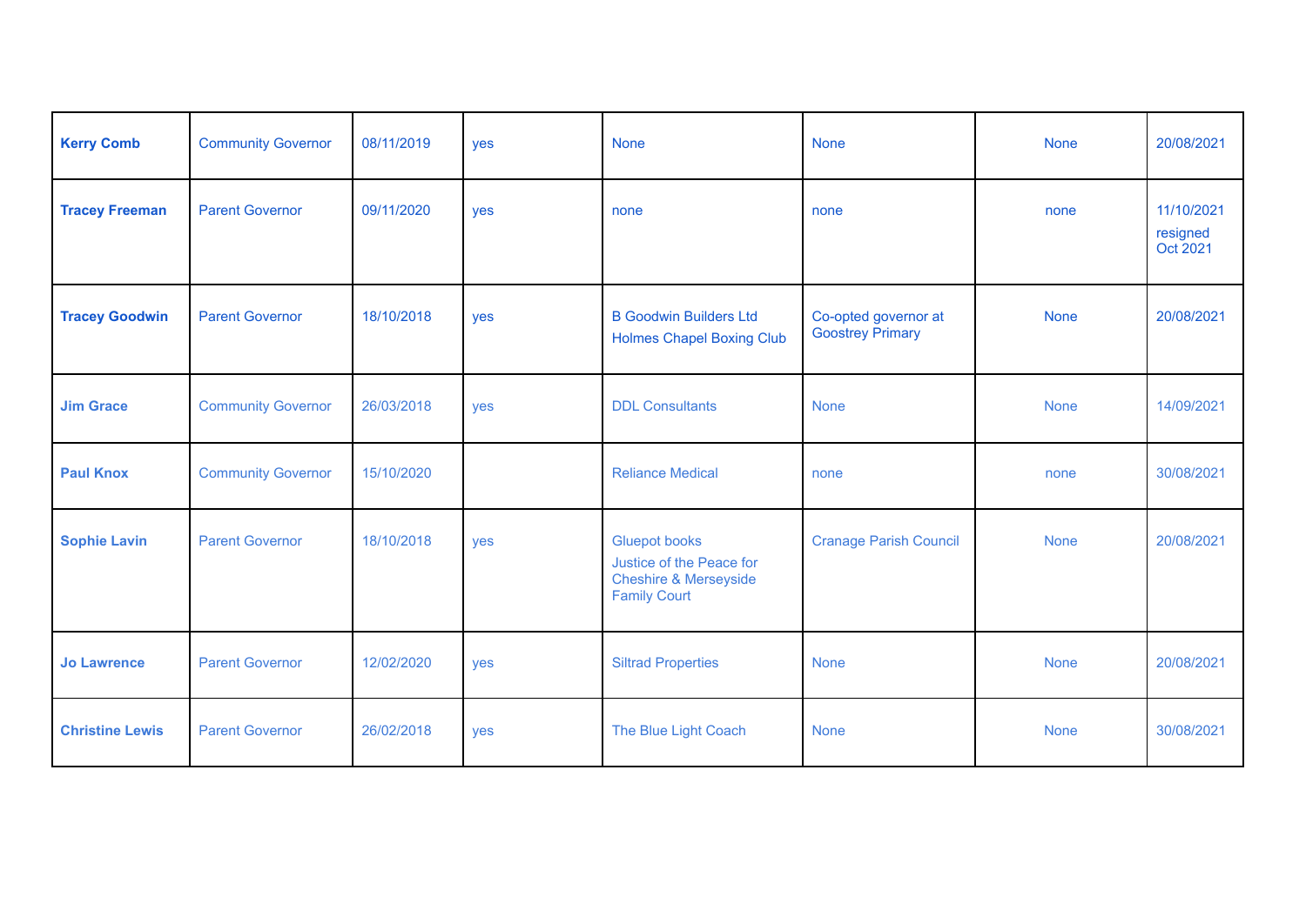| | | | | | | | |
|---|---|---|---|---|---|---|---|
| **Kerry Comb** | Community Governor | 08/11/2019 | yes | None | None | None | 20/08/2021 |
| **Tracey Freeman** | Parent Governor | 09/11/2020 | yes | none | none | none | 11/10/2021 resigned Oct 2021 |
| **Tracey Goodwin** | Parent Governor | 18/10/2018 | yes | B Goodwin Builders Ltd<br>Holmes Chapel Boxing Club | Co-opted governor at Goostrey Primary | None | 20/08/2021 |
| **Jim Grace** | Community Governor | 26/03/2018 | yes | DDL Consultants | None | None | 14/09/2021 |
| **Paul Knox** | Community Governor | 15/10/2020 | | Reliance Medical | none | none | 30/08/2021 |
| **Sophie Lavin** | Parent Governor | 18/10/2018 | yes | Gluepot books<br>Justice of the Peace for Cheshire & Merseyside Family Court | Cranage Parish Council | None | 20/08/2021 |
| **Jo Lawrence** | Parent Governor | 12/02/2020 | yes | Siltrad Properties | None | None | 20/08/2021 |
| **Christine Lewis** | Parent Governor | 26/02/2018 | yes | The Blue Light Coach | None | None | 30/08/2021 |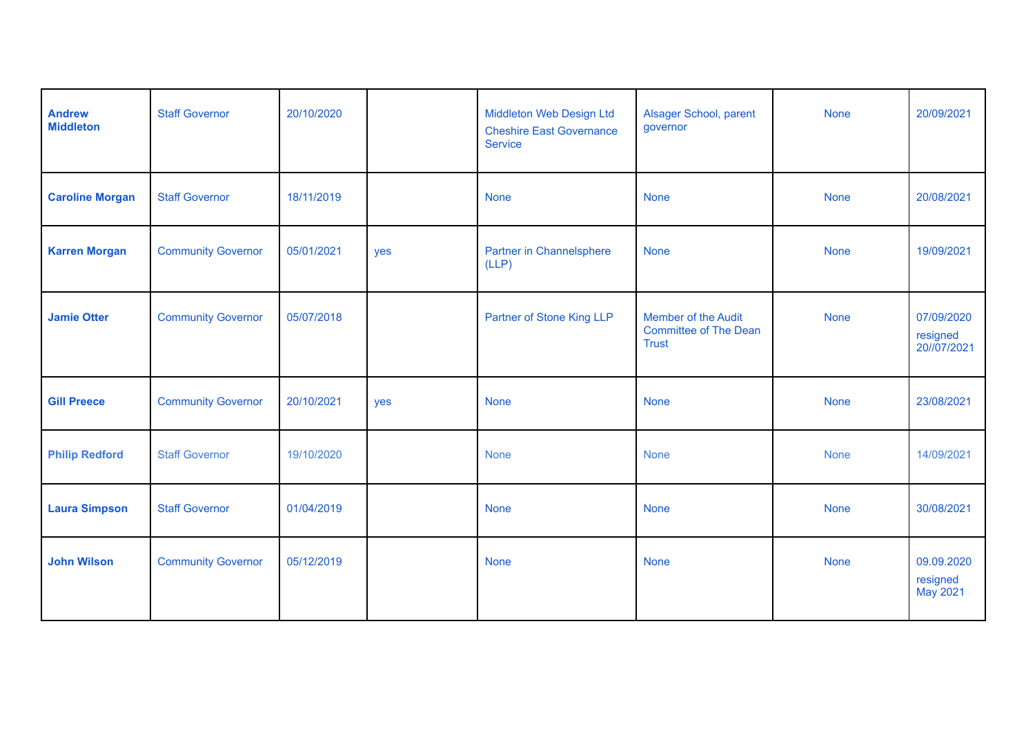| | | | | | | | |
|---|---|---|---|---|---|---|---|
| **Andrew Middleton** | Staff Governor | 20/10/2020 | | Middleton Web Design Ltd<br>Cheshire East Governance Service | Alsager School, parent governor | None | 20/09/2021 |
| **Caroline Morgan** | Staff Governor | 18/11/2019 | | None | None | None | 20/08/2021 |
| **Karren Morgan** | Community Governor | 05/01/2021 | yes | Partner in Channelsphere (LLP) | None | None | 19/09/2021 |
| **Jamie Otter** | Community Governor | 05/07/2018 | | Partner of Stone King LLP | Member of the Audit Committee of The Dean Trust | None | 07/09/2020<br>resigned 20//07/2021 |
| **Gill Preece** | Community Governor | 20/10/2021 | yes | None | None | None | 23/08/2021 |
| **Philip Redford** | Staff Governor | 19/10/2020 | | None | None | None | 14/09/2021 |
| **Laura Simpson** | Staff Governor | 01/04/2019 | | None | None | None | 30/08/2021 |
| **John Wilson** | Community Governor | 05/12/2019 | | None | None | None | 09.09.2020<br>resigned May 2021 |